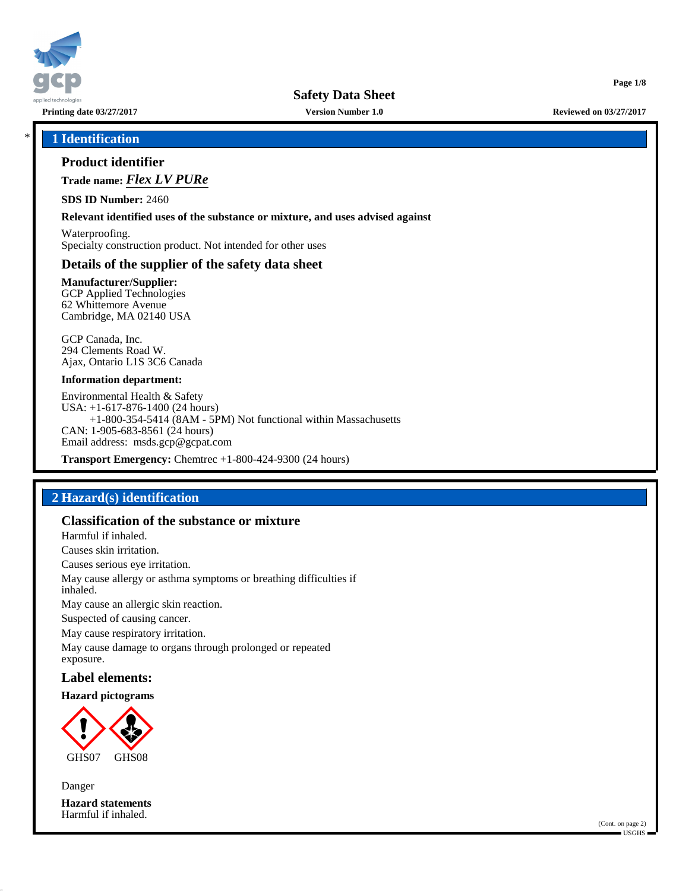# Safety Data Sheet

Printing date 03/27/2017 — Version Number 1.0 — Reviewed on 03/27/2017

## 1 Identification

### Product identifier

**Trade name:** ***Flex LV PURe***

**SDS ID Number:** 2460

**Relevant identified uses of the substance or mixture, and uses advised against**

Waterproofing.
Specialty construction product. Not intended for other uses

### Details of the supplier of the safety data sheet

**Manufacturer/Supplier:**
GCP Applied Technologies
62 Whittemore Avenue
Cambridge, MA 02140 USA

GCP Canada, Inc.
294 Clements Road W.
Ajax, Ontario L1S 3C6 Canada

**Information department:**

Environmental Health & Safety
USA: +1-617-876-1400 (24 hours)
+1-800-354-5414 (8AM - 5PM) Not functional within Massachusetts
CAN: 1-905-683-8561 (24 hours)
Email address: msds.gcp@gcpat.com

**Transport Emergency:** Chemtrec +1-800-424-9300 (24 hours)

## 2 Hazard(s) identification

### Classification of the substance or mixture

Harmful if inhaled.
Causes skin irritation.
Causes serious eye irritation.
May cause allergy or asthma symptoms or breathing difficulties if inhaled.
May cause an allergic skin reaction.
Suspected of causing cancer.
May cause respiratory irritation.
May cause damage to organs through prolonged or repeated exposure.

### Label elements:

**Hazard pictograms**

GHS07 GHS08

Danger

**Hazard statements**
Harmful if inhaled.

(Cont. on page 2)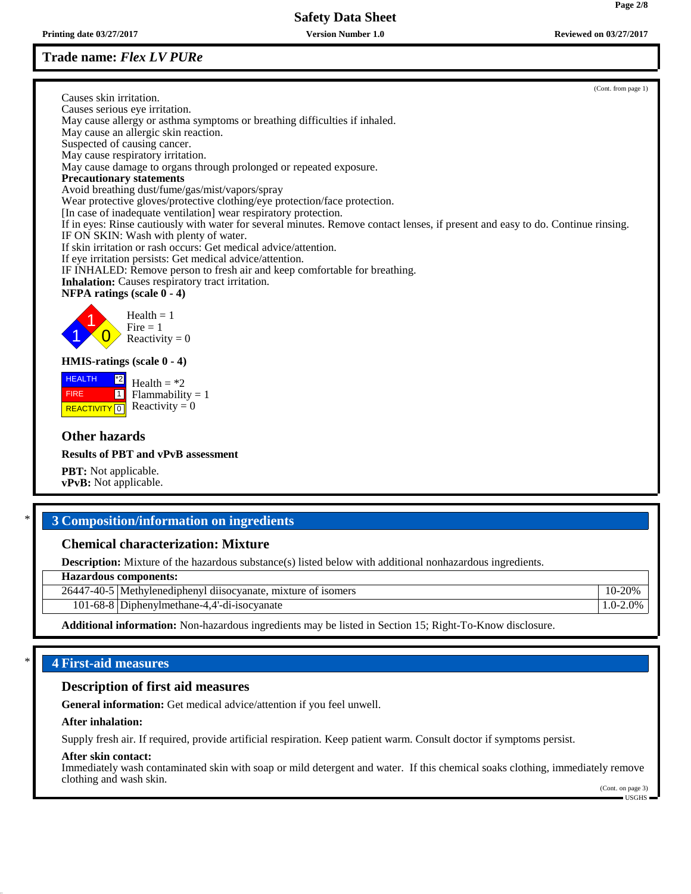Trade name: *Flex LV PURe*

(Cont. from page 1)

Causes skin irritation.
Causes serious eye irritation.
May cause allergy or asthma symptoms or breathing difficulties if inhaled.
May cause an allergic skin reaction.
Suspected of causing cancer.
May cause respiratory irritation.
May cause damage to organs through prolonged or repeated exposure.

**Precautionary statements**

Avoid breathing dust/fume/gas/mist/vapors/spray
Wear protective gloves/protective clothing/eye protection/face protection.
[In case of inadequate ventilation] wear respiratory protection.
If in eyes: Rinse cautiously with water for several minutes. Remove contact lenses, if present and easy to do. Continue rinsing.
IF ON SKIN: Wash with plenty of water.
If skin irritation or rash occurs: Get medical advice/attention.
If eye irritation persists: Get medical advice/attention.
IF INHALED: Remove person to fresh air and keep comfortable for breathing.

**Inhalation:** Causes respiratory tract irritation.

**NFPA ratings (scale 0 - 4)**

Health = 1
Fire = 1
Reactivity = 0

**HMIS-ratings (scale 0 - 4)**

| HEALTH | *2 |
|---|---|
| FIRE | 1 |
| REACTIVITY | 0 |

Health = *2
Flammability = 1
Reactivity = 0

### Other hazards

**Results of PBT and vPvB assessment**

**PBT:** Not applicable.
**vPvB:** Not applicable.

## * 3 Composition/information on ingredients

### Chemical characterization: Mixture

**Description:** Mixture of the hazardous substance(s) listed below with additional nonhazardous ingredients.

| Hazardous components: | | |
|---|---|---|
| 26447-40-5 | Methylenediphenyl diisocyanate, mixture of isomers | 10-20% |
| 101-68-8 | Diphenylmethane-4,4'-di-isocyanate | 1.0-2.0% |

**Additional information:** Non-hazardous ingredients may be listed in Section 15; Right-To-Know disclosure.

## * 4 First-aid measures

### Description of first aid measures

**General information:** Get medical advice/attention if you feel unwell.

**After inhalation:**

Supply fresh air. If required, provide artificial respiration. Keep patient warm. Consult doctor if symptoms persist.

**After skin contact:**
Immediately wash contaminated skin with soap or mild detergent and water. If this chemical soaks clothing, immediately remove clothing and wash skin.

(Cont. on page 3)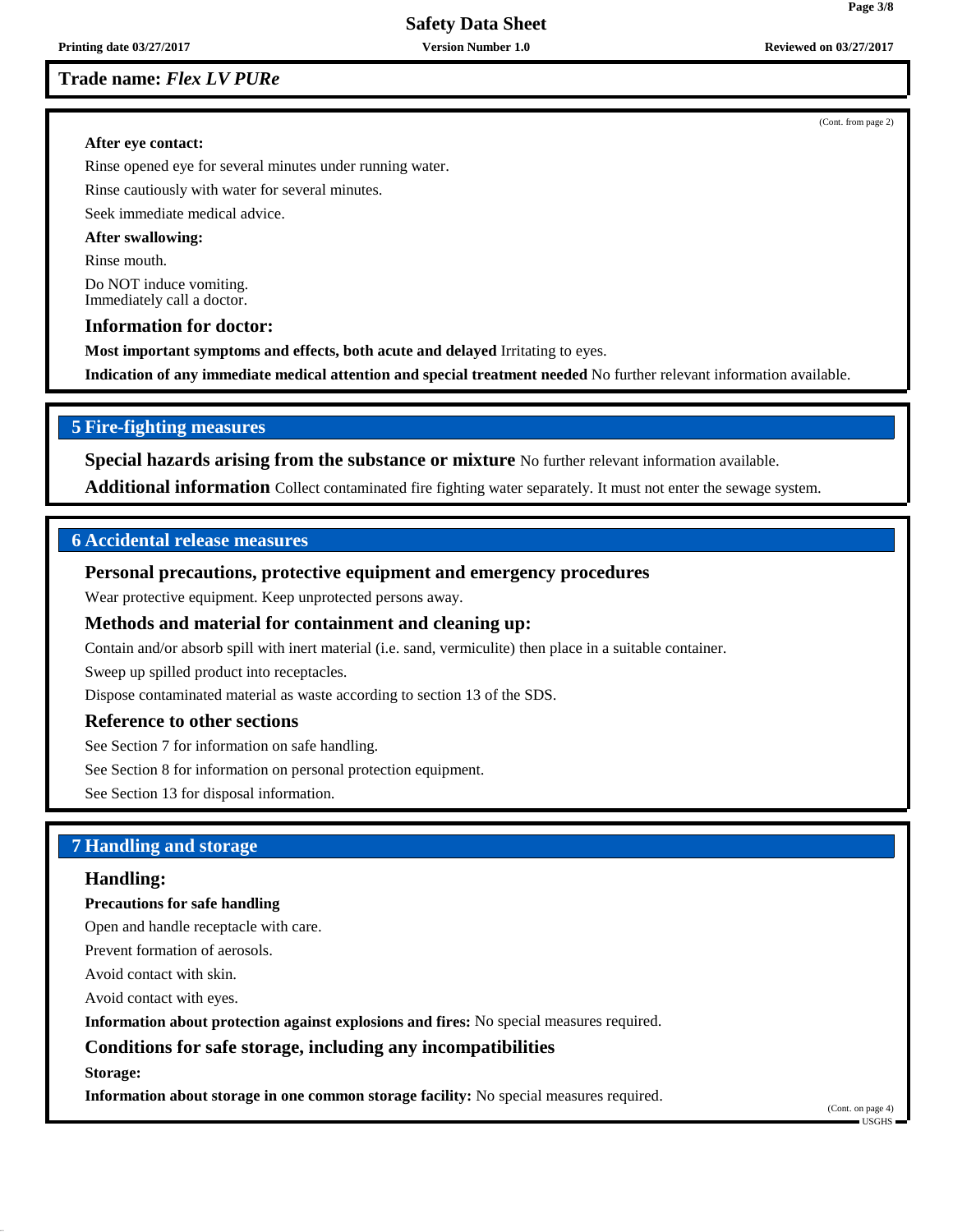(Cont. from page 2)

**After eye contact:**

Rinse opened eye for several minutes under running water.

Rinse cautiously with water for several minutes.

Seek immediate medical advice.

**After swallowing:**

Rinse mouth.

Do NOT induce vomiting.
Immediately call a doctor.

### Information for doctor:

**Most important symptoms and effects, both acute and delayed** Irritating to eyes.

**Indication of any immediate medical attention and special treatment needed** No further relevant information available.

## 5 Fire-fighting measures

**Special hazards arising from the substance or mixture** No further relevant information available.

**Additional information** Collect contaminated fire fighting water separately. It must not enter the sewage system.

## 6 Accidental release measures

### Personal precautions, protective equipment and emergency procedures

Wear protective equipment. Keep unprotected persons away.

### Methods and material for containment and cleaning up:

Contain and/or absorb spill with inert material (i.e. sand, vermiculite) then place in a suitable container.

Sweep up spilled product into receptacles.

Dispose contaminated material as waste according to section 13 of the SDS.

### Reference to other sections

See Section 7 for information on safe handling.

See Section 8 for information on personal protection equipment.

See Section 13 for disposal information.

## 7 Handling and storage

### Handling:

**Precautions for safe handling**

Open and handle receptacle with care.

Prevent formation of aerosols.

Avoid contact with skin.

Avoid contact with eyes.

**Information about protection against explosions and fires:** No special measures required.

### Conditions for safe storage, including any incompatibilities

**Storage:**

**Information about storage in one common storage facility:** No special measures required.

(Cont. on page 4)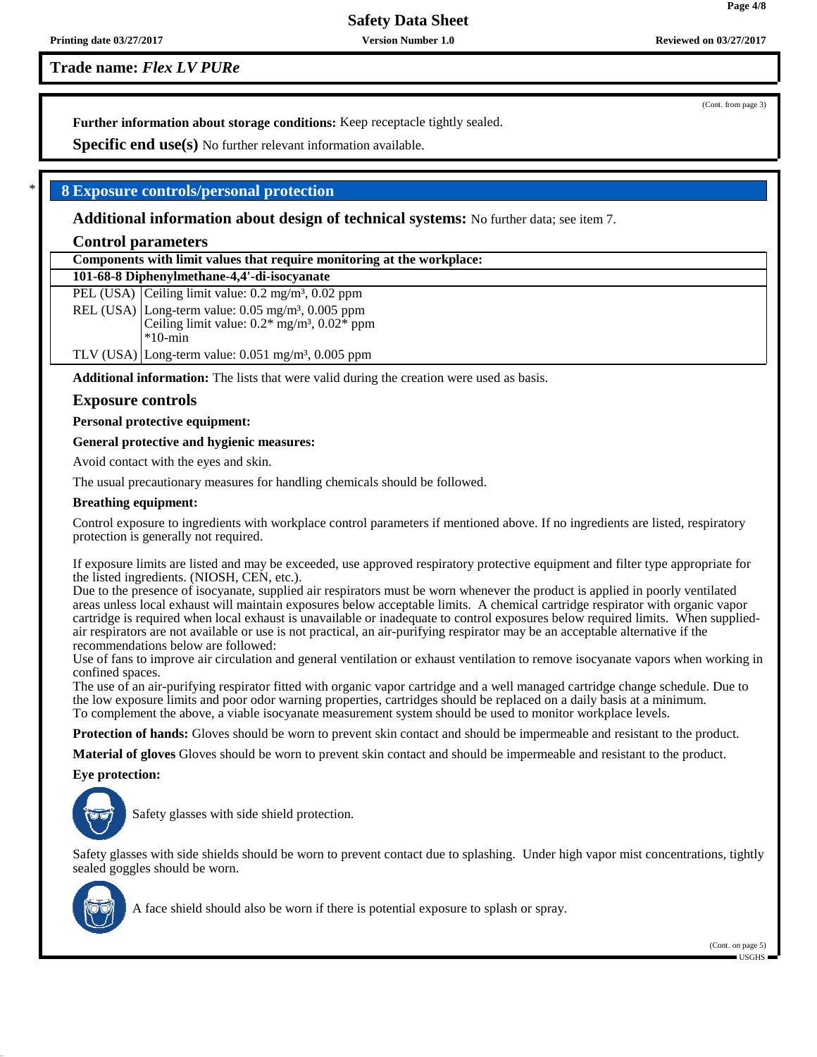**Trade name: *Flex LV PURe***

(Cont. from page 3)

**Further information about storage conditions:** Keep receptacle tightly sealed.

**Specific end use(s)** No further relevant information available.

## 8 Exposure controls/personal protection

**Additional information about design of technical systems:** No further data; see item 7.

### Control parameters

| Components with limit values that require monitoring at the workplace: | |
|---|---|
| **101-68-8 Diphenylmethane-4,4'-di-isocyanate** | |
| PEL (USA) | Ceiling limit value: 0.2 mg/m³, 0.02 ppm |
| REL (USA) | Long-term value: 0.05 mg/m³, 0.005 ppm<br>Ceiling limit value: 0.2* mg/m³, 0.02* ppm<br>*10-min |
| TLV (USA) | Long-term value: 0.051 mg/m³, 0.005 ppm |

**Additional information:** The lists that were valid during the creation were used as basis.

### Exposure controls

**Personal protective equipment:**

**General protective and hygienic measures:**

Avoid contact with the eyes and skin.

The usual precautionary measures for handling chemicals should be followed.

**Breathing equipment:**

Control exposure to ingredients with workplace control parameters if mentioned above. If no ingredients are listed, respiratory protection is generally not required.

If exposure limits are listed and may be exceeded, use approved respiratory protective equipment and filter type appropriate for the listed ingredients. (NIOSH, CEN, etc.).
Due to the presence of isocyanate, supplied air respirators must be worn whenever the product is applied in poorly ventilated areas unless local exhaust will maintain exposures below acceptable limits. A chemical cartridge respirator with organic vapor cartridge is required when local exhaust is unavailable or inadequate to control exposures below required limits. When supplied-air respirators are not available or use is not practical, an air-purifying respirator may be an acceptable alternative if the recommendations below are followed:
Use of fans to improve air circulation and general ventilation or exhaust ventilation to remove isocyanate vapors when working in confined spaces.
The use of an air-purifying respirator fitted with organic vapor cartridge and a well managed cartridge change schedule. Due to the low exposure limits and poor odor warning properties, cartridges should be replaced on a daily basis at a minimum.
To complement the above, a viable isocyanate measurement system should be used to monitor workplace levels.

**Protection of hands:** Gloves should be worn to prevent skin contact and should be impermeable and resistant to the product.

**Material of gloves** Gloves should be worn to prevent skin contact and should be impermeable and resistant to the product.

**Eye protection:**

Safety glasses with side shield protection.

Safety glasses with side shields should be worn to prevent contact due to splashing. Under high vapor mist concentrations, tightly sealed goggles should be worn.

A face shield should also be worn if there is potential exposure to splash or spray.

(Cont. on page 5)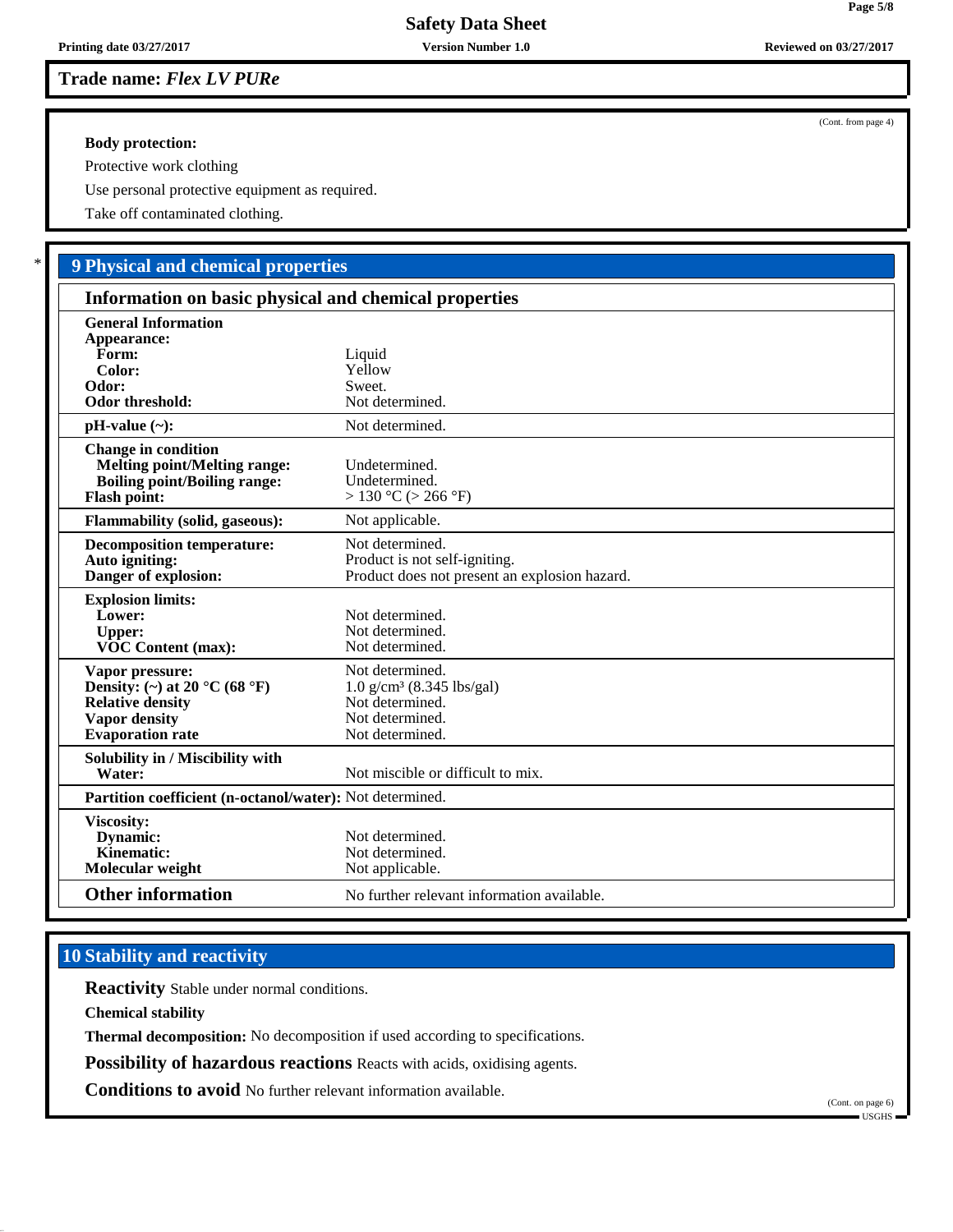**Trade name: *Flex LV PURe***

(Cont. from page 4)

**Body protection:**

Protective work clothing

Use personal protective equipment as required.

Take off contaminated clothing.

## 9 Physical and chemical properties

### Information on basic physical and chemical properties

| Property | Value |
|---|---|
| **General Information** | |
| **Appearance:** | |
| **Form:** | Liquid |
| **Color:** | Yellow |
| **Odor:** | Sweet. |
| **Odor threshold:** | Not determined. |
| **pH-value (~):** | Not determined. |
| **Change in condition** | |
| **Melting point/Melting range:** | Undetermined. |
| **Boiling point/Boiling range:** | Undetermined. |
| **Flash point:** | > 130 °C (> 266 °F) |
| **Flammability (solid, gaseous):** | Not applicable. |
| **Decomposition temperature:** | Not determined. |
| **Auto igniting:** | Product is not self-igniting. |
| **Danger of explosion:** | Product does not present an explosion hazard. |
| **Explosion limits:** | |
| **Lower:** | Not determined. |
| **Upper:** | Not determined. |
| **VOC Content (max):** | Not determined. |
| **Vapor pressure:** | Not determined. |
| **Density: (~) at 20 °C (68 °F)** | 1.0 g/cm³ (8.345 lbs/gal) |
| **Relative density** | Not determined. |
| **Vapor density** | Not determined. |
| **Evaporation rate** | Not determined. |
| **Solubility in / Miscibility with** | |
| **Water:** | Not miscible or difficult to mix. |
| **Partition coefficient (n-octanol/water):** | Not determined. |
| **Viscosity:** | |
| **Dynamic:** | Not determined. |
| **Kinematic:** | Not determined. |
| **Molecular weight** | Not applicable. |
| **Other information** | No further relevant information available. |

## 10 Stability and reactivity

**Reactivity** Stable under normal conditions.

**Chemical stability**

**Thermal decomposition:** No decomposition if used according to specifications.

**Possibility of hazardous reactions** Reacts with acids, oxidising agents.

**Conditions to avoid** No further relevant information available.

(Cont. on page 6)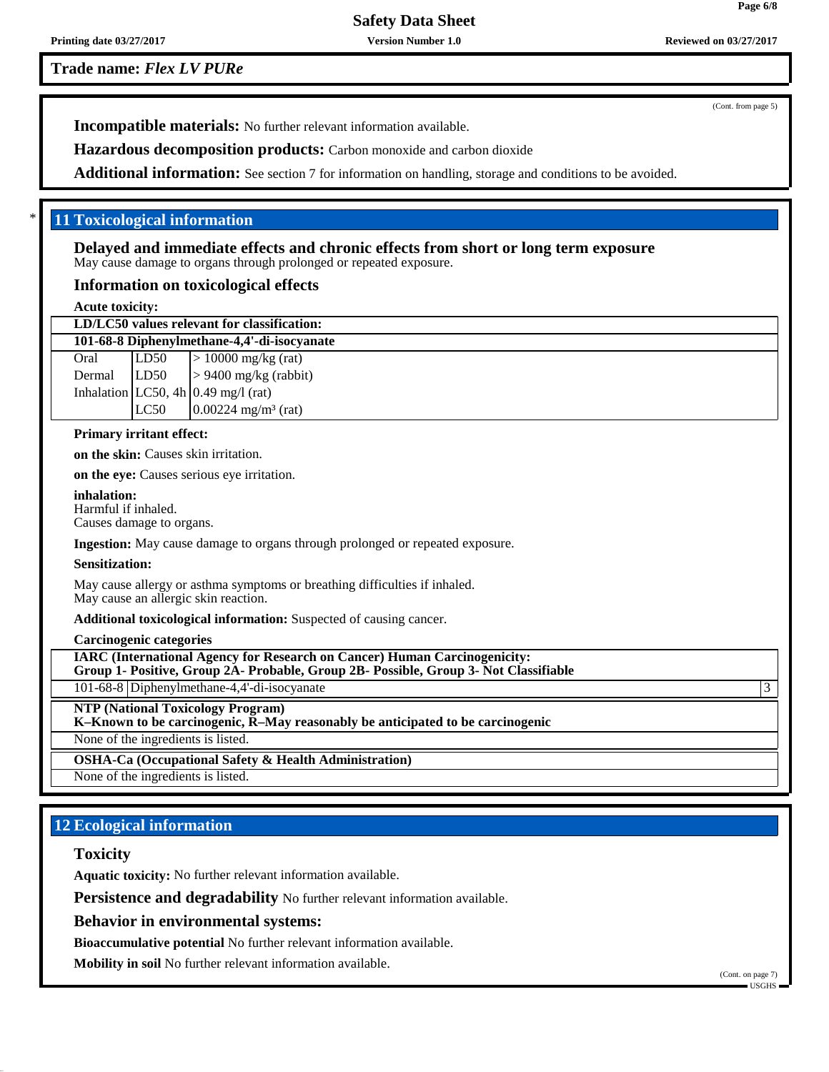**Trade name:** ***Flex LV PURe***

(Cont. from page 5)

**Incompatible materials:** No further relevant information available.

**Hazardous decomposition products:** Carbon monoxide and carbon dioxide

**Additional information:** See section 7 for information on handling, storage and conditions to be avoided.

\* 

## 11 Toxicological information

### Delayed and immediate effects and chronic effects from short or long term exposure

May cause damage to organs through prolonged or repeated exposure.

### Information on toxicological effects

**Acute toxicity:**

| LD/LC50 values relevant for classification: | | |
|---|---|---|
| **101-68-8 Diphenylmethane-4,4'-di-isocyanate** | | |
| Oral | LD50 | > 10000 mg/kg (rat) |
| Dermal | LD50 | > 9400 mg/kg (rabbit) |
| Inhalation | LC50, 4h | 0.49 mg/l (rat) |
| | LC50 | 0.00224 mg/m³ (rat) |

**Primary irritant effect:**

**on the skin:** Causes skin irritation.

**on the eye:** Causes serious eye irritation.

**inhalation:**
Harmful if inhaled.
Causes damage to organs.

**Ingestion:** May cause damage to organs through prolonged or repeated exposure.

**Sensitization:**

May cause allergy or asthma symptoms or breathing difficulties if inhaled.
May cause an allergic skin reaction.

**Additional toxicological information:** Suspected of causing cancer.

**Carcinogenic categories**

| IARC (International Agency for Research on Cancer) Human Carcinogenicity: Group 1- Positive, Group 2A- Probable, Group 2B- Possible, Group 3- Not Classifiable | | |
|---|---|---|
| 101-68-8 | Diphenylmethane-4,4'-di-isocyanate | 3 |

| NTP (National Toxicology Program) K–Known to be carcinogenic, R–May reasonably be anticipated to be carcinogenic |
|---|
| None of the ingredients is listed. |

| OSHA-Ca (Occupational Safety & Health Administration) |
|---|
| None of the ingredients is listed. |

## 12 Ecological information

### Toxicity

**Aquatic toxicity:** No further relevant information available.

**Persistence and degradability** No further relevant information available.

**Behavior in environmental systems:**

**Bioaccumulative potential** No further relevant information available.

**Mobility in soil** No further relevant information available.

(Cont. on page 7)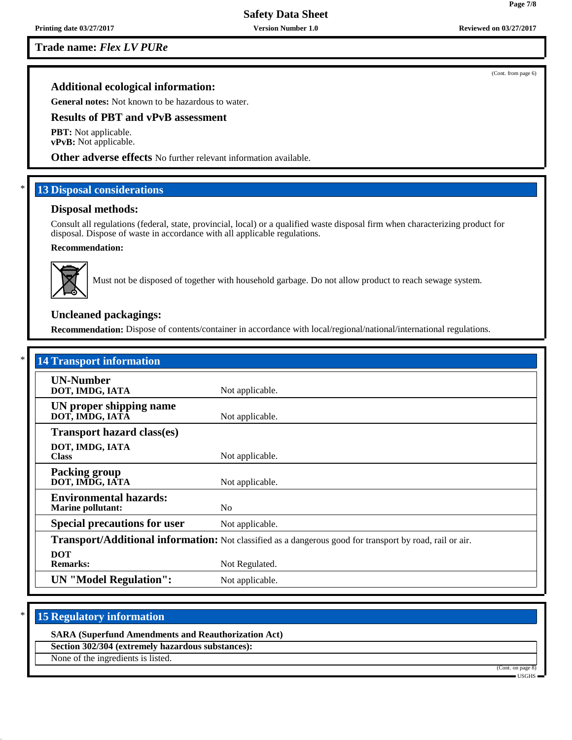**Trade name: *Flex LV PURe***

(Cont. from page 6)

### Additional ecological information:

**General notes:** Not known to be hazardous to water.

### Results of PBT and vPvB assessment

**PBT:** Not applicable.
**vPvB:** Not applicable.

**Other adverse effects** No further relevant information available.

## 13 Disposal considerations

### Disposal methods:

Consult all regulations (federal, state, provincial, local) or a qualified waste disposal firm when characterizing product for disposal. Dispose of waste in accordance with all applicable regulations.

**Recommendation:**

Must not be disposed of together with household garbage. Do not allow product to reach sewage system.

### Uncleaned packagings:

**Recommendation:** Dispose of contents/container in accordance with local/regional/national/international regulations.

## 14 Transport information

| | |
|---|---|
| **UN-Number** **DOT, IMDG, IATA** | Not applicable. |
| **UN proper shipping name** **DOT, IMDG, IATA** | Not applicable. |
| **Transport hazard class(es)** **DOT, IMDG, IATA** **Class** | Not applicable. |
| **Packing group** **DOT, IMDG, IATA** | Not applicable. |
| **Environmental hazards:** **Marine pollutant:** | No |
| **Special precautions for user** | Not applicable. |
| **Transport/Additional information:** | Not classified as a dangerous good for transport by road, rail or air. |
| **DOT** **Remarks:** | Not Regulated. |
| **UN "Model Regulation":** | Not applicable. |

## 15 Regulatory information

**SARA (Superfund Amendments and Reauthorization Act)**

**Section 302/304 (extremely hazardous substances):**

None of the ingredients is listed.

(Cont. on page 8)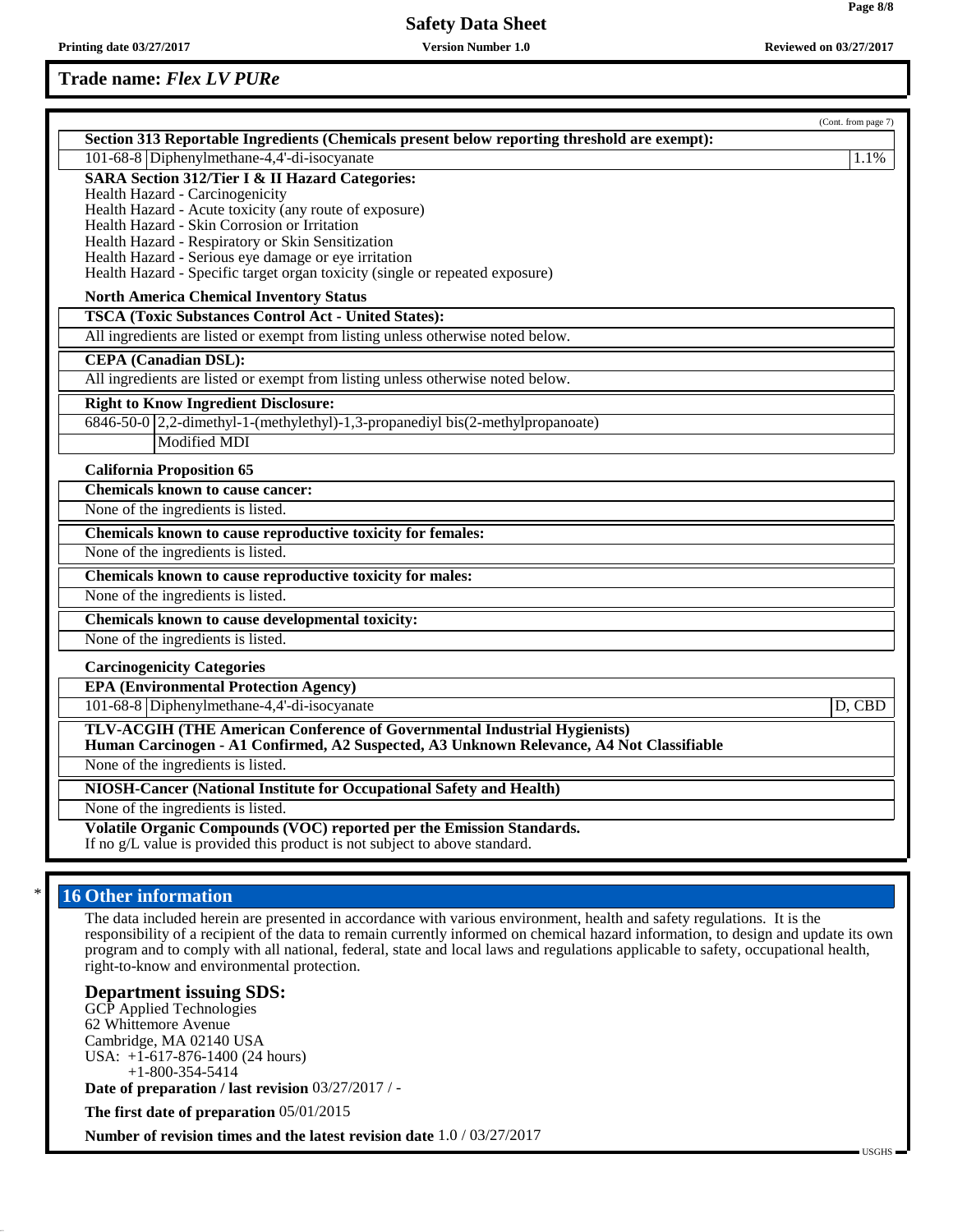**Trade name:** ***Flex LV PURe***

(Cont. from page 7)

**Section 313 Reportable Ingredients (Chemicals present below reporting threshold are exempt):**

| | | |
|---|---|---|
| 101-68-8 | Diphenylmethane-4,4'-di-isocyanate | 1.1% |

**SARA Section 312/Tier I & II Hazard Categories:**

Health Hazard - Carcinogenicity
Health Hazard - Acute toxicity (any route of exposure)
Health Hazard - Skin Corrosion or Irritation
Health Hazard - Respiratory or Skin Sensitization
Health Hazard - Serious eye damage or eye irritation
Health Hazard - Specific target organ toxicity (single or repeated exposure)

**North America Chemical Inventory Status**

**TSCA (Toxic Substances Control Act - United States):**

All ingredients are listed or exempt from listing unless otherwise noted below.

**CEPA (Canadian DSL):**

All ingredients are listed or exempt from listing unless otherwise noted below.

**Right to Know Ingredient Disclosure:**

| | |
|---|---|
| 6846-50-0 | 2,2-dimethyl-1-(methylethyl)-1,3-propanediyl bis(2-methylpropanoate) |
| | Modified MDI |

**California Proposition 65**

**Chemicals known to cause cancer:**

None of the ingredients is listed.

**Chemicals known to cause reproductive toxicity for females:**

None of the ingredients is listed.

**Chemicals known to cause reproductive toxicity for males:**

None of the ingredients is listed.

**Chemicals known to cause developmental toxicity:**

None of the ingredients is listed.

**Carcinogenicity Categories**

**EPA (Environmental Protection Agency)**

| | | |
|---|---|---|
| 101-68-8 | Diphenylmethane-4,4'-di-isocyanate | D, CBD |

**TLV-ACGIH (THE American Conference of Governmental Industrial Hygienists)**
**Human Carcinogen - A1 Confirmed, A2 Suspected, A3 Unknown Relevance, A4 Not Classifiable**

None of the ingredients is listed.

**NIOSH-Cancer (National Institute for Occupational Safety and Health)**

None of the ingredients is listed.

**Volatile Organic Compounds (VOC) reported per the Emission Standards.**
If no g/L value is provided this product is not subject to above standard.

## * 16 Other information

The data included herein are presented in accordance with various environment, health and safety regulations. It is the responsibility of a recipient of the data to remain currently informed on chemical hazard information, to design and update its own program and to comply with all national, federal, state and local laws and regulations applicable to safety, occupational health, right-to-know and environmental protection.

### Department issuing SDS:

GCP Applied Technologies
62 Whittemore Avenue
Cambridge, MA 02140 USA
USA: +1-617-876-1400 (24 hours)
+1-800-354-5414

**Date of preparation / last revision** 03/27/2017 / -

**The first date of preparation** 05/01/2015

**Number of revision times and the latest revision date** 1.0 / 03/27/2017